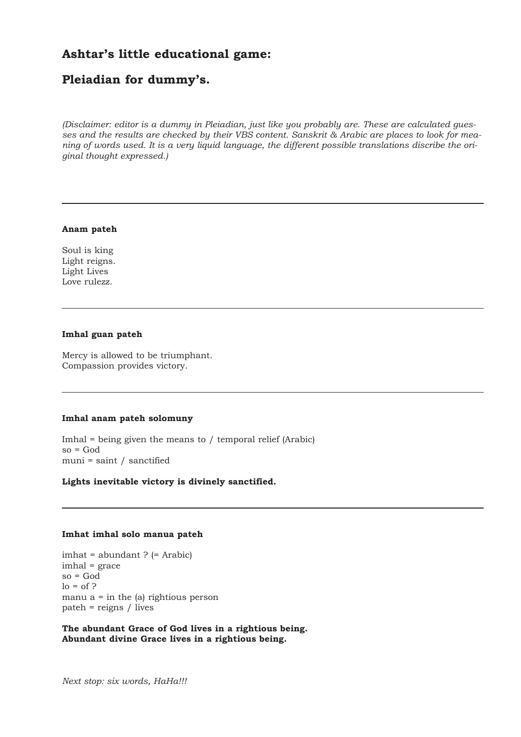## Ashtar's little educational game:

## Pleiadian for dummy's.

*(Disclaimer: editor is a dummy in Pleiadian, just like you probably are. These are calculated guesses and the results are checked by their VBS content. Sanskrit & Arabic are places to look for meaning of words used. It is a very liquid language, the different possible translations discribe the original thought expressed.)*

---

**Anam pateh**

Soul is king
Light reigns.
Light Lives
Love rulezz.

---

**Imhal guan pateh**

Mercy is allowed to be triumphant.
Compassion provides victory.

---

**Imhal anam pateh solomuny**

Imhal = being given the means to / temporal relief (Arabic)
so = God
muni = saint / sanctified

**Lights inevitable victory is divinely sanctified.**

---

**Imhat imhal solo manua pateh**

imhat = abundant ? (= Arabic)
imhal = grace
so = God
lo = of ?
manu a = in the (a) rightious person
pateh = reigns / lives

**The abundant Grace of God lives in a rightious being.**
**Abundant divine Grace lives in a rightious being.**

*Next stop: six words, HaHa!!!*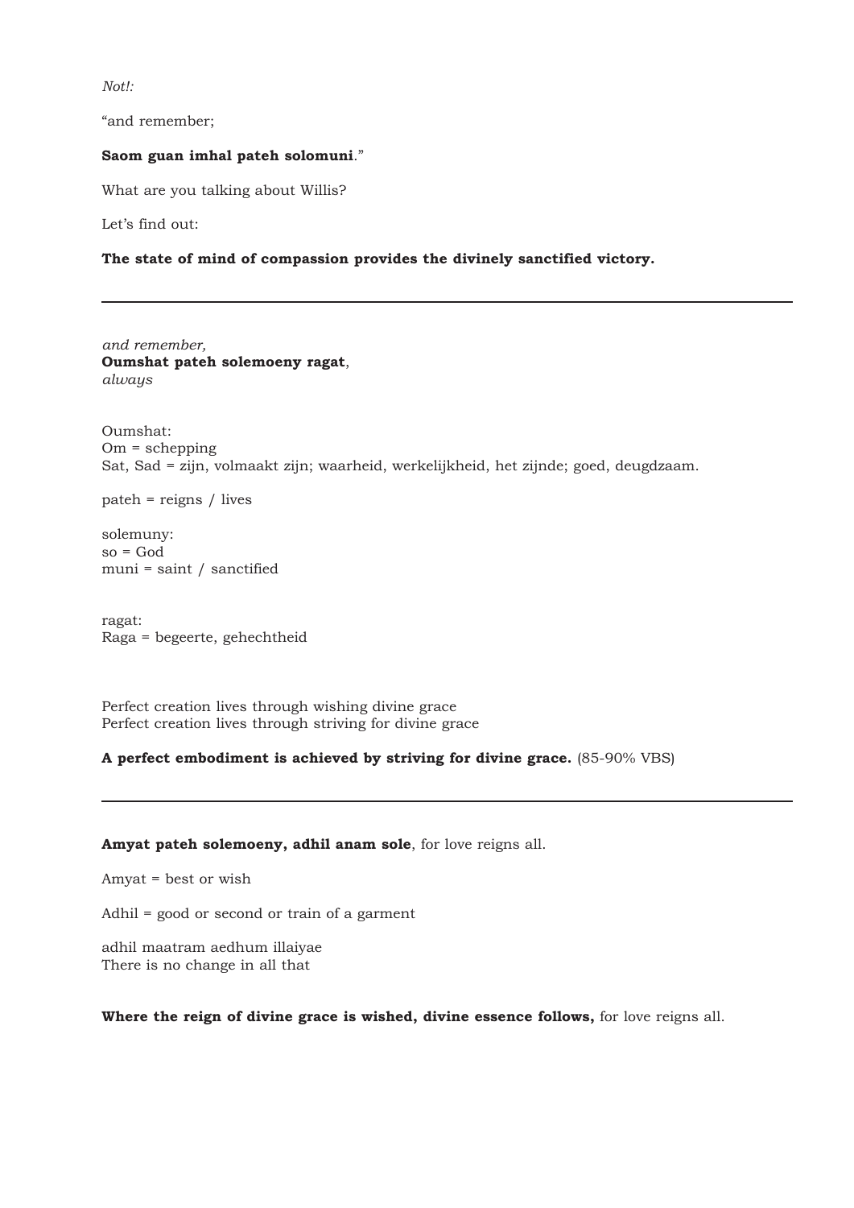*Not!:*

“and remember;

**Saom guan imhal pateh solomuni**.”

What are you talking about Willis?

Let’s find out:

**The state of mind of compassion provides the divinely sanctified victory.**

---

*and remember,*
**Oumshat pateh solemoeny ragat**,
*always*

Oumshat:
Om = schepping
Sat, Sad = zijn, volmaakt zijn; waarheid, werkelijkheid, het zijnde; goed, deugdzaam.

pateh = reigns / lives

solemuny:
so = God
muni = saint / sanctified

ragat:
Raga = begeerte, gehechtheid

Perfect creation lives through wishing divine grace
Perfect creation lives through striving for divine grace

**A perfect embodiment is achieved by striving for divine grace.** (85-90% VBS)

---

**Amyat pateh solemoeny, adhil anam sole**, for love reigns all.

Amyat = best or wish

Adhil = good or second or train of a garment

adhil maatram aedhum illaiyae
There is no change in all that

**Where the reign of divine grace is wished, divine essence follows,** for love reigns all.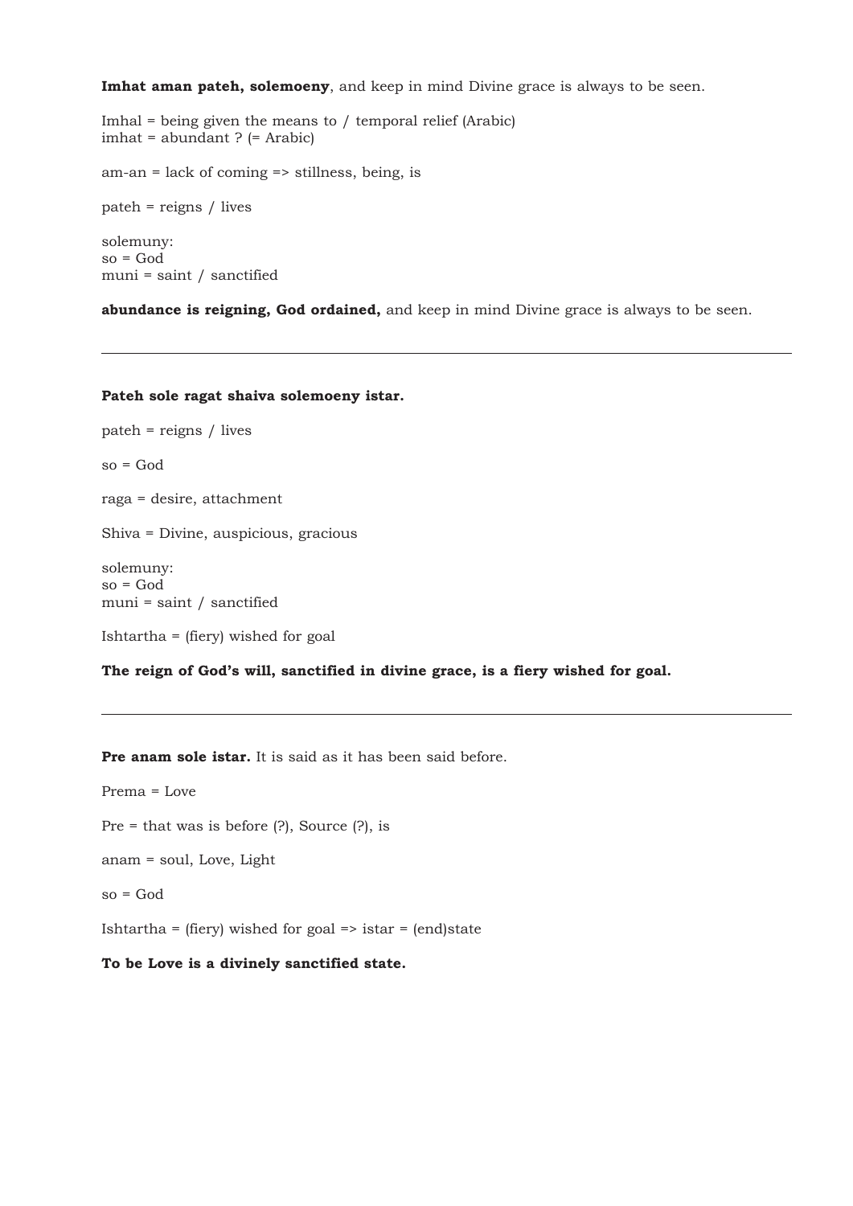**Imhat aman pateh, solemoeny**, and keep in mind Divine grace is always to be seen.

Imhal = being given the means to / temporal relief (Arabic)
imhat = abundant ? (= Arabic)

am-an = lack of coming => stillness, being, is

pateh = reigns / lives

solemuny:
so = God
muni = saint / sanctified

**abundance is reigning, God ordained,** and keep in mind Divine grace is always to be seen.

---

**Pateh sole ragat shaiva solemoeny istar.**

pateh = reigns / lives

so = God

raga = desire, attachment

Shiva = Divine, auspicious, gracious

solemuny:
so = God
muni = saint / sanctified

Ishtartha = (fiery) wished for goal

**The reign of God's will, sanctified in divine grace, is a fiery wished for goal.**

---

**Pre anam sole istar.** It is said as it has been said before.

Prema = Love

Pre = that was is before (?), Source (?), is

anam = soul, Love, Light

so = God

Ishtartha = (fiery) wished for goal => istar = (end)state

**To be Love is a divinely sanctified state.**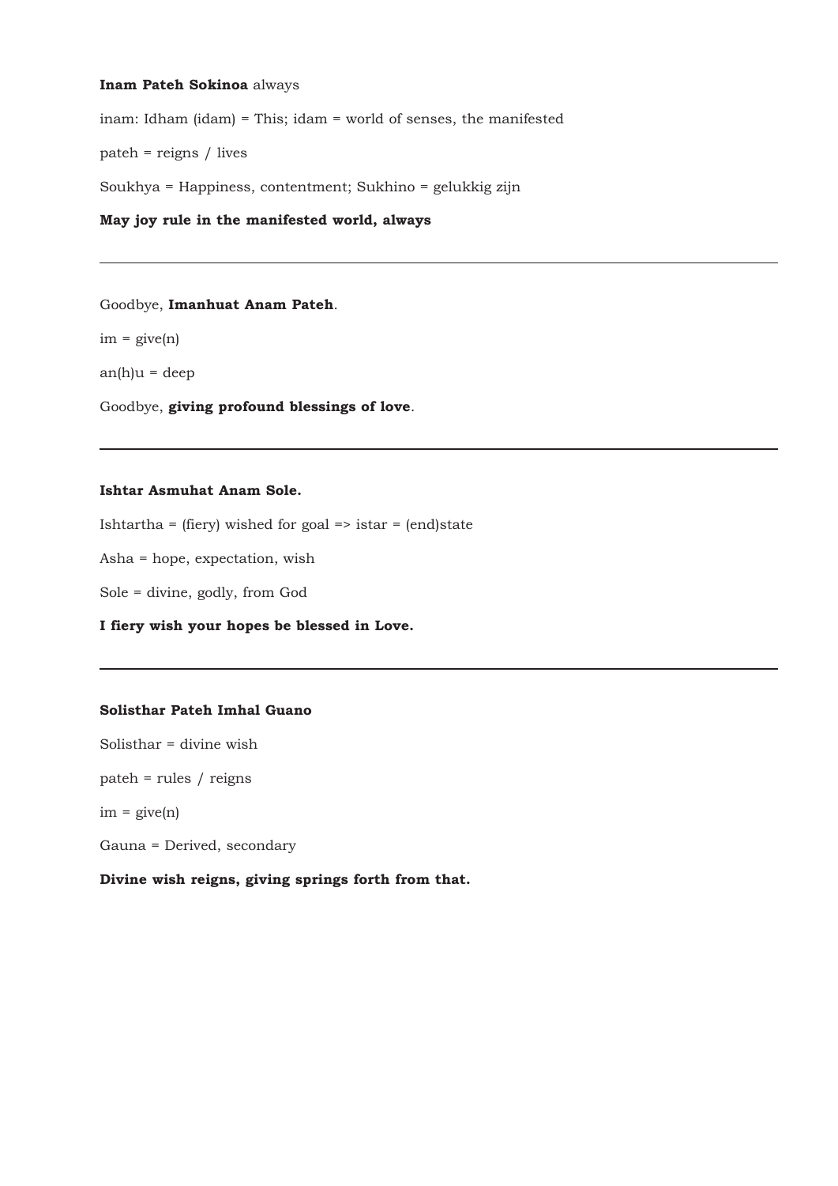**Inam Pateh Sokinoa** always

inam: Idham (idam) = This; idam = world of senses, the manifested

pateh = reigns / lives

Soukhya = Happiness, contentment; Sukhino = gelukkig zijn

**May joy rule in the manifested world, always**

---

Goodbye, **Imanhuat Anam Pateh**.

im = give(n)

an(h)u = deep

Goodbye, **giving profound blessings of love**.

---

**Ishtar Asmuhat Anam Sole.**

Ishtartha = (fiery) wished for goal => istar = (end)state

Asha = hope, expectation, wish

Sole = divine, godly, from God

**I fiery wish your hopes be blessed in Love.**

---

**Solisthar Pateh Imhal Guano**

Solisthar = divine wish

pateh = rules / reigns

im = give(n)

Gauna = Derived, secondary

**Divine wish reigns, giving springs forth from that.**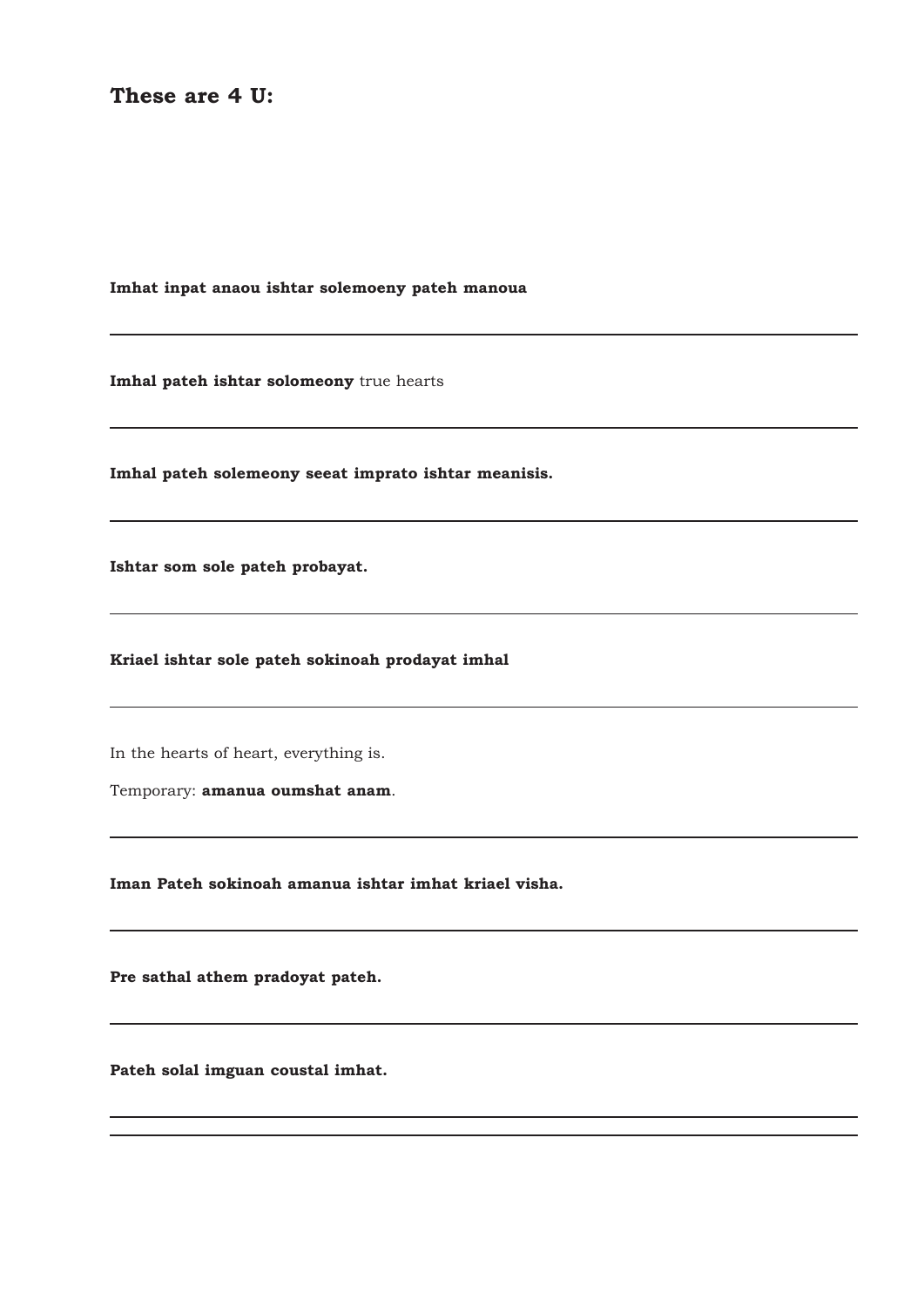## These are 4 U:

**Imhat inpat anaou ishtar solemoeny pateh manoua**

---

**Imhal pateh ishtar solomeony** true hearts

---

**Imhal pateh solemeony seeat imprato ishtar meanisis.**

---

**Ishtar som sole pateh probayat.**

---

**Kriael ishtar sole pateh sokinoah prodayat imhal**

---

In the hearts of heart, everything is.

Temporary: **amanua oumshat anam**.

---

**Iman Pateh sokinoah amanua ishtar imhat kriael visha.**

---

**Pre sathal athem pradoyat pateh.**

---

**Pateh solal imguan coustal imhat.**

---